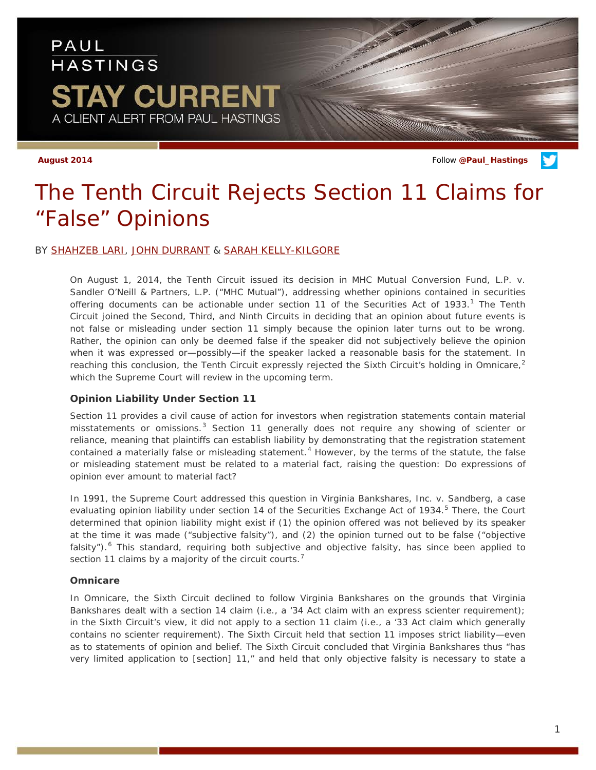PAUL HASTINGS

STAY CURRENT

A CLIENT ALERT FROM PAUL HASTINGS

August 2014

Follow @Paul_Hastings

# The Tenth Circuit Rejects Section 11 Claims for "False" Opinions

BY SHAHZEB LARI, JOHN DURRANT & SARAH KELLY-KILGORE

On August 1, 2014, the Tenth Circuit issued its decision in MHC Mutual Conversion Fund, L.P. v. Sandler O'Neill & Partners, L.P. ("MHC Mutual"), addressing whether opinions contained in securities offering documents can be actionable under section 11 of the Securities Act of 1933.[1] The Tenth Circuit joined the Second, Third, and Ninth Circuits in deciding that an opinion about future events is not false or misleading under section 11 simply because the opinion later turns out to be wrong. Rather, the opinion can only be deemed false if the speaker did not subjectively believe the opinion when it was expressed or—possibly—if the speaker lacked a reasonable basis for the statement. In reaching this conclusion, the Tenth Circuit expressly rejected the Sixth Circuit's holding in Omnicare,[2] which the Supreme Court will review in the upcoming term.

### Opinion Liability Under Section 11

Section 11 provides a civil cause of action for investors when registration statements contain material misstatements or omissions.[3] Section 11 generally does not require any showing of scienter or reliance, meaning that plaintiffs can establish liability by demonstrating that the registration statement contained a materially false or misleading statement.[4] However, by the terms of the statute, the false or misleading statement must be related to a material fact, raising the question: Do expressions of opinion ever amount to material fact?

In 1991, the Supreme Court addressed this question in Virginia Bankshares, Inc. v. Sandberg, a case evaluating opinion liability under section 14 of the Securities Exchange Act of 1934.[5] There, the Court determined that opinion liability might exist if (1) the opinion offered was not believed by its speaker at the time it was made ("subjective falsity"), and (2) the opinion turned out to be false ("objective falsity").[6] This standard, requiring both subjective and objective falsity, has since been applied to section 11 claims by a majority of the circuit courts.[7]

### Omnicare

In Omnicare, the Sixth Circuit declined to follow Virginia Bankshares on the grounds that Virginia Bankshares dealt with a section 14 claim (i.e., a '34 Act claim with an express scienter requirement); in the Sixth Circuit's view, it did not apply to a section 11 claim (i.e., a '33 Act claim which generally contains no scienter requirement). The Sixth Circuit held that section 11 imposes strict liability—even as to statements of opinion and belief. The Sixth Circuit concluded that Virginia Bankshares thus "has very limited application to [section] 11," and held that only objective falsity is necessary to state a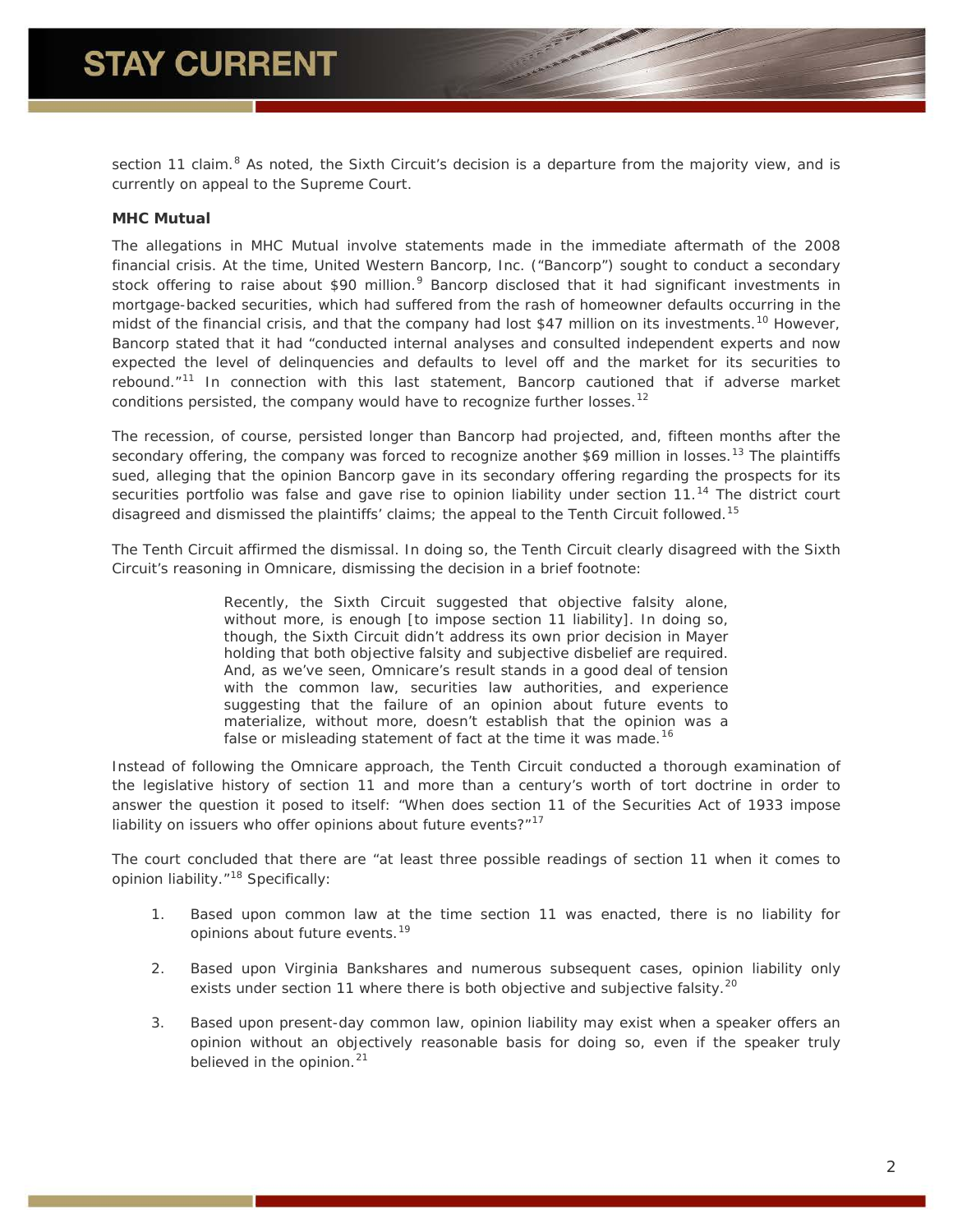section 11 claim.[8] As noted, the Sixth Circuit's decision is a departure from the majority view, and is currently on appeal to the Supreme Court.

**MHC Mutual**

The allegations in MHC Mutual involve statements made in the immediate aftermath of the 2008 financial crisis. At the time, United Western Bancorp, Inc. ("Bancorp") sought to conduct a secondary stock offering to raise about $90 million.[9] Bancorp disclosed that it had significant investments in mortgage-backed securities, which had suffered from the rash of homeowner defaults occurring in the midst of the financial crisis, and that the company had lost $47 million on its investments.[10] However, Bancorp stated that it had "conducted internal analyses and consulted independent experts and now expected the level of delinquencies and defaults to level off and the market for its securities to rebound."[11] In connection with this last statement, Bancorp cautioned that if adverse market conditions persisted, the company would have to recognize further losses.[12]

The recession, of course, persisted longer than Bancorp had projected, and, fifteen months after the secondary offering, the company was forced to recognize another $69 million in losses.[13] The plaintiffs sued, alleging that the opinion Bancorp gave in its secondary offering regarding the prospects for its securities portfolio was false and gave rise to opinion liability under section 11.[14] The district court disagreed and dismissed the plaintiffs' claims; the appeal to the Tenth Circuit followed.[15]

The Tenth Circuit affirmed the dismissal. In doing so, the Tenth Circuit clearly disagreed with the Sixth Circuit's reasoning in Omnicare, dismissing the decision in a brief footnote:

> Recently, the Sixth Circuit suggested that objective falsity alone, without more, is enough [to impose section 11 liability]. In doing so, though, the Sixth Circuit didn't address its own prior decision in Mayer holding that both objective falsity and subjective disbelief are required. And, as we've seen, Omnicare's result stands in a good deal of tension with the common law, securities law authorities, and experience suggesting that the failure of an opinion about future events to materialize, without more, doesn't establish that the opinion was a false or misleading statement of fact at the time it was made.[16]

Instead of following the Omnicare approach, the Tenth Circuit conducted a thorough examination of the legislative history of section 11 and more than a century's worth of tort doctrine in order to answer the question it posed to itself: "When does section 11 of the Securities Act of 1933 impose liability on issuers who offer opinions about future events?"[17]

The court concluded that there are "at least three possible readings of section 11 when it comes to opinion liability."[18] Specifically:

1. Based upon common law at the time section 11 was enacted, there is no liability for opinions about future events.[19]

2. Based upon Virginia Bankshares and numerous subsequent cases, opinion liability only exists under section 11 where there is both objective and subjective falsity.[20]

3. Based upon present-day common law, opinion liability may exist when a speaker offers an opinion without an objectively reasonable basis for doing so, even if the speaker truly believed in the opinion.[21]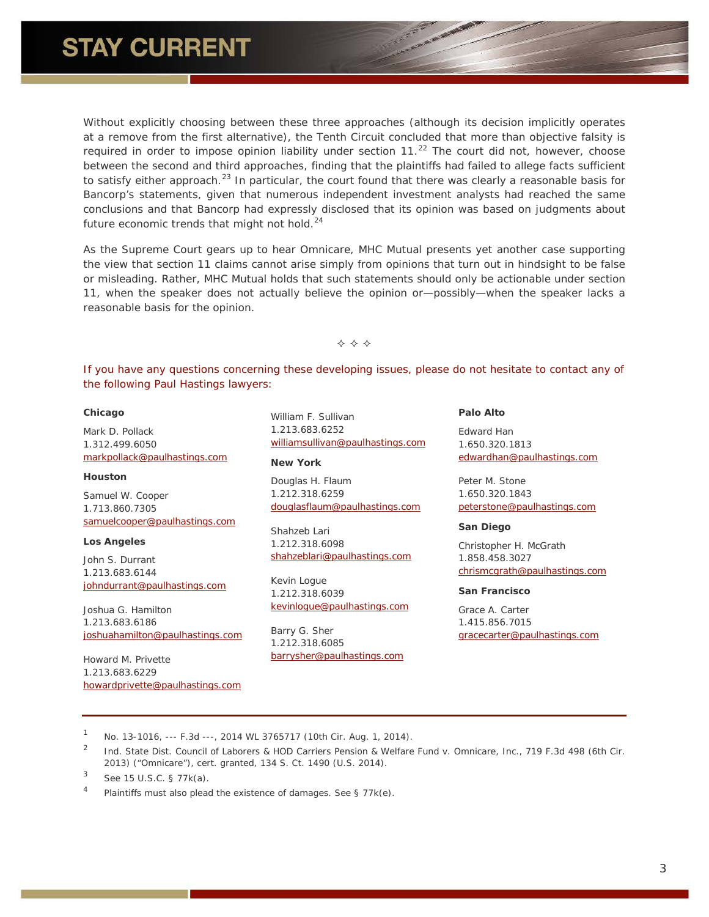Without explicitly choosing between these three approaches (although its decision implicitly operates at a remove from the first alternative), the Tenth Circuit concluded that more than objective falsity is required in order to impose opinion liability under section 11.[22] The court did not, however, choose between the second and third approaches, finding that the plaintiffs had failed to allege facts sufficient to satisfy either approach.[23] In particular, the court found that there was clearly a reasonable basis for Bancorp's statements, given that numerous independent investment analysts had reached the same conclusions and that Bancorp had expressly disclosed that its opinion was based on judgments about future economic trends that might not hold.[24]

As the Supreme Court gears up to hear Omnicare, MHC Mutual presents yet another case supporting the view that section 11 claims cannot arise simply from opinions that turn out in hindsight to be false or misleading. Rather, MHC Mutual holds that such statements should only be actionable under section 11, when the speaker does not actually believe the opinion or—possibly—when the speaker lacks a reasonable basis for the opinion.

✧ ✧ ✧

If you have any questions concerning these developing issues, please do not hesitate to contact any of the following Paul Hastings lawyers:

**Chicago**

Mark D. Pollack
1.312.499.6050
markpollack@paulhastings.com

**Houston**

Samuel W. Cooper
1.713.860.7305
samuelcooper@paulhastings.com

**Los Angeles**

John S. Durrant
1.213.683.6144
johndurrant@paulhastings.com

Joshua G. Hamilton
1.213.683.6186
joshuahamilton@paulhastings.com

Howard M. Privette
1.213.683.6229
howardprivette@paulhastings.com

William F. Sullivan
1.213.683.6252
williamsullivan@paulhastings.com

**New York**

Douglas H. Flaum
1.212.318.6259
douglasflaum@paulhastings.com

Shahzeb Lari
1.212.318.6098
shahzeblari@paulhastings.com

Kevin Logue
1.212.318.6039
kevinlogue@paulhastings.com

Barry G. Sher
1.212.318.6085
barrysher@paulhastings.com

**Palo Alto**

Edward Han
1.650.320.1813
edwardhan@paulhastings.com

Peter M. Stone
1.650.320.1843
peterstone@paulhastings.com

**San Diego**

Christopher H. McGrath
1.858.458.3027
chrismcgrath@paulhastings.com

**San Francisco**

Grace A. Carter
1.415.856.7015
gracecarter@paulhastings.com

---

[1] No. 13-1016, --- F.3d ---, 2014 WL 3765717 (10th Cir. Aug. 1, 2014).

[2] Ind. State Dist. Council of Laborers & HOD Carriers Pension & Welfare Fund v. Omnicare, Inc., 719 F.3d 498 (6th Cir. 2013) ("Omnicare"), cert. granted, 134 S. Ct. 1490 (U.S. 2014).

[3] See 15 U.S.C. § 77k(a).

[4] Plaintiffs must also plead the existence of damages. See § 77k(e).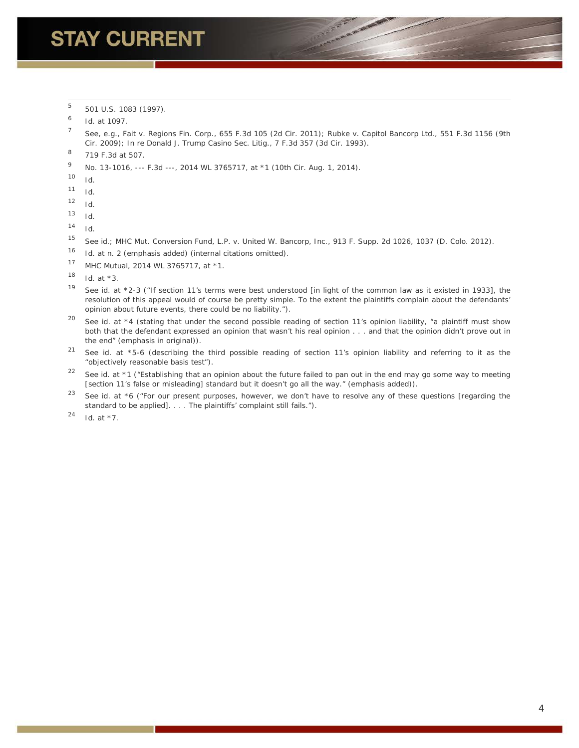[5] 501 U.S. 1083 (1997).

[6] Id. at 1097.

[7] See, e.g., Fait v. Regions Fin. Corp., 655 F.3d 105 (2d Cir. 2011); Rubke v. Capitol Bancorp Ltd., 551 F.3d 1156 (9th Cir. 2009); In re Donald J. Trump Casino Sec. Litig., 7 F.3d 357 (3d Cir. 1993).

[8] 719 F.3d at 507.

[9] No. 13-1016, --- F.3d ---, 2014 WL 3765717, at *1 (10th Cir. Aug. 1, 2014).

[10] Id.

[11] Id.

[12] Id.

[13] Id.

[14] Id.

[15] See id.; MHC Mut. Conversion Fund, L.P. v. United W. Bancorp, Inc., 913 F. Supp. 2d 1026, 1037 (D. Colo. 2012).

[16] Id. at n. 2 (emphasis added) (internal citations omitted).

[17] MHC Mutual, 2014 WL 3765717, at *1.

[18] Id. at *3.

[19] See id. at *2-3 ("If section 11's terms were best understood [in light of the common law as it existed in 1933], the resolution of this appeal would of course be pretty simple. To the extent the plaintiffs complain about the defendants' opinion about future events, there could be no liability.").

[20] See id. at *4 (stating that under the second possible reading of section 11's opinion liability, "a plaintiff must show both that the defendant expressed an opinion that wasn't his real opinion . . . and that the opinion didn't prove out in the end" (emphasis in original)).

[21] See id. at *5-6 (describing the third possible reading of section 11's opinion liability and referring to it as the "objectively reasonable basis test").

[22] See id. at *1 ("Establishing that an opinion about the future failed to pan out in the end may go some way to meeting [section 11's false or misleading] standard but it doesn't go all the way." (emphasis added)).

[23] See id. at *6 ("For our present purposes, however, we don't have to resolve any of these questions [regarding the standard to be applied]. . . . The plaintiffs' complaint still fails.").

[24] Id. at *7.